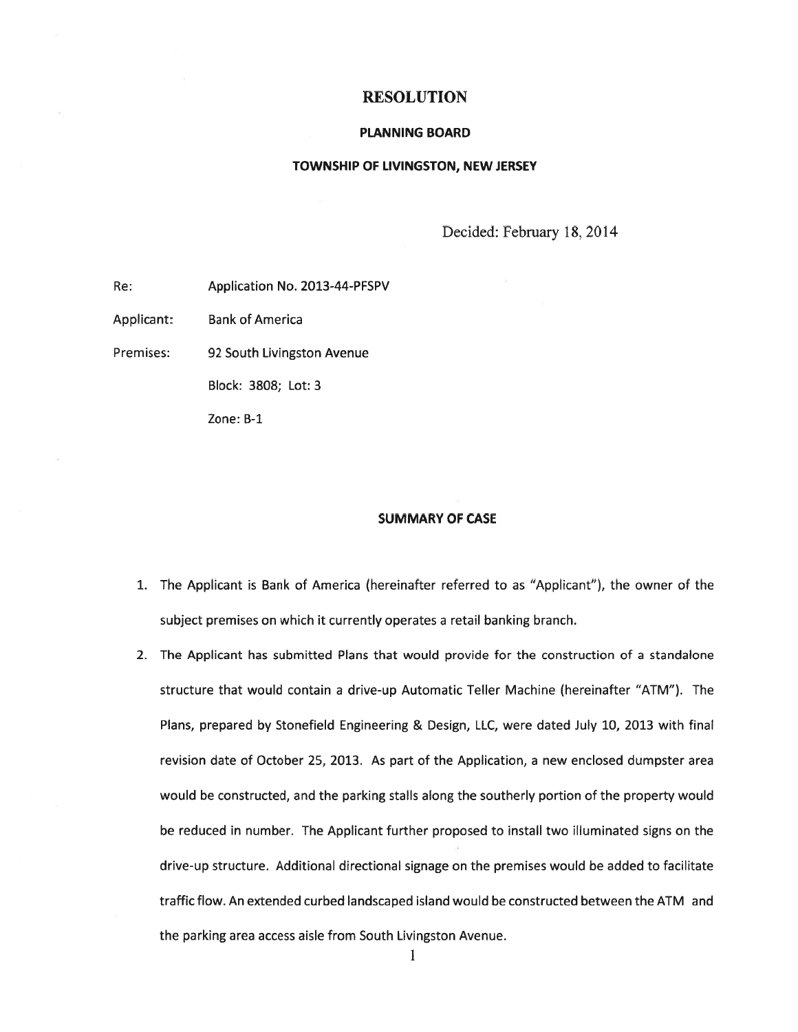# RESOLUTION

## PLANNING BOARD

## TOWNSHIP OF LIVINGSTON, NEW JERSEY

Decided: February 18, 2014

Re: Application No. 2013-44-PFSPV

Applicant: Bank of America

Premises: 92 South Livingston Avenue

Block: 3808; Lot: 3

Zone: B-1

## SUMMARY OF CASE

1. The Applicant is Bank of America (hereinafter referred to as "Applicant"), the owner of the subject premises on which it currently operates a retail banking branch.
2. The Applicant has submitted Plans that would provide for the construction of a standalone structure that would contain a drive-up Automatic Teller Machine (hereinafter "ATM"). The Plans, prepared by Stonefield Engineering & Design, LLC, were dated July 10, 2013 with final revision date of October 25, 2013. As part of the Application, a new enclosed dumpster area would be constructed, and the parking stalls along the southerly portion of the property would be reduced in number. The Applicant further proposed to install two illuminated signs on the drive-up structure. Additional directional signage on the premises would be added to facilitate traffic flow. An extended curbed landscaped island would be constructed between the ATM and the parking area access aisle from South Livingston Avenue.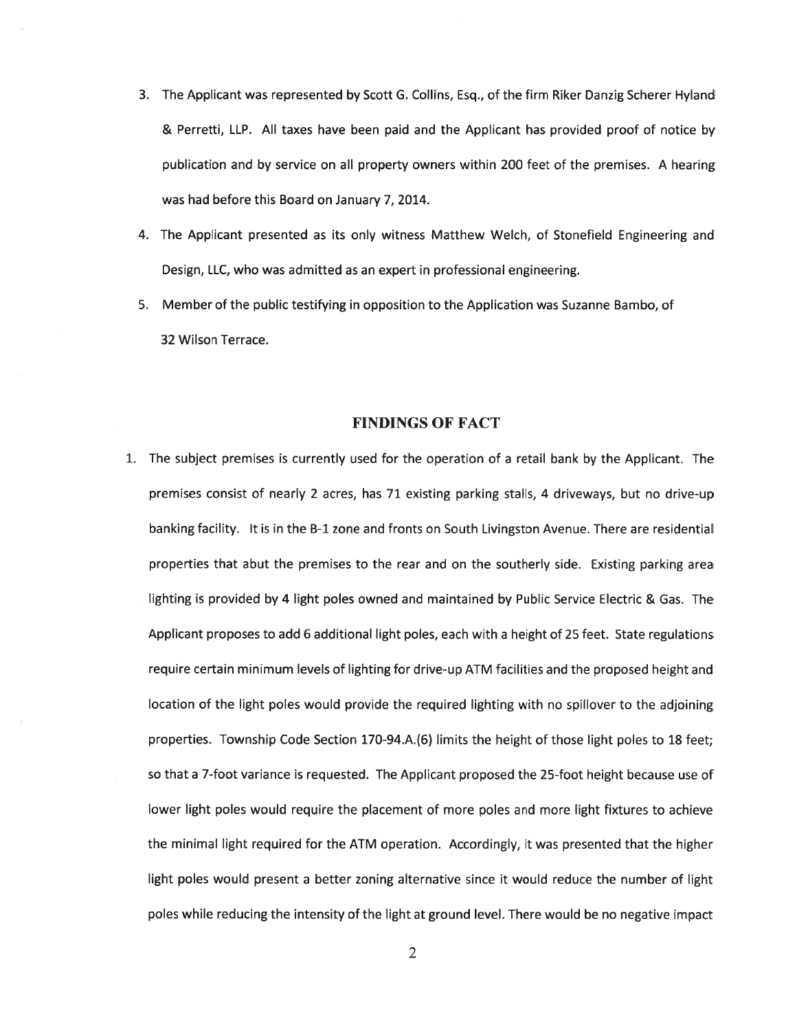3. The Applicant was represented by Scott G. Collins, Esq., of the firm Riker Danzig Scherer Hyland & Perretti, LLP. All taxes have been paid and the Applicant has provided proof of notice by publication and by service on all property owners within 200 feet of the premises. A hearing was had before this Board on January 7, 2014.
4. The Applicant presented as its only witness Matthew Welch, of Stonefield Engineering and Design, LLC, who was admitted as an expert in professional engineering.
5. Member of the public testifying in opposition to the Application was Suzanne Bambo, of 32 Wilson Terrace.

## FINDINGS OF FACT

1. The subject premises is currently used for the operation of a retail bank by the Applicant. The premises consist of nearly 2 acres, has 71 existing parking stalls, 4 driveways, but no drive-up banking facility. It is in the B-1 zone and fronts on South Livingston Avenue. There are residential properties that abut the premises to the rear and on the southerly side. Existing parking area lighting is provided by 4 light poles owned and maintained by Public Service Electric & Gas. The Applicant proposes to add 6 additional light poles, each with a height of 25 feet. State regulations require certain minimum levels of lighting for drive-up ATM facilities and the proposed height and location of the light poles would provide the required lighting with no spillover to the adjoining properties. Township Code Section 170-94.A.(6) limits the height of those light poles to 18 feet; so that a 7-foot variance is requested. The Applicant proposed the 25-foot height because use of lower light poles would require the placement of more poles and more light fixtures to achieve the minimal light required for the ATM operation. Accordingly, it was presented that the higher light poles would present a better zoning alternative since it would reduce the number of light poles while reducing the intensity of the light at ground level. There would be no negative impact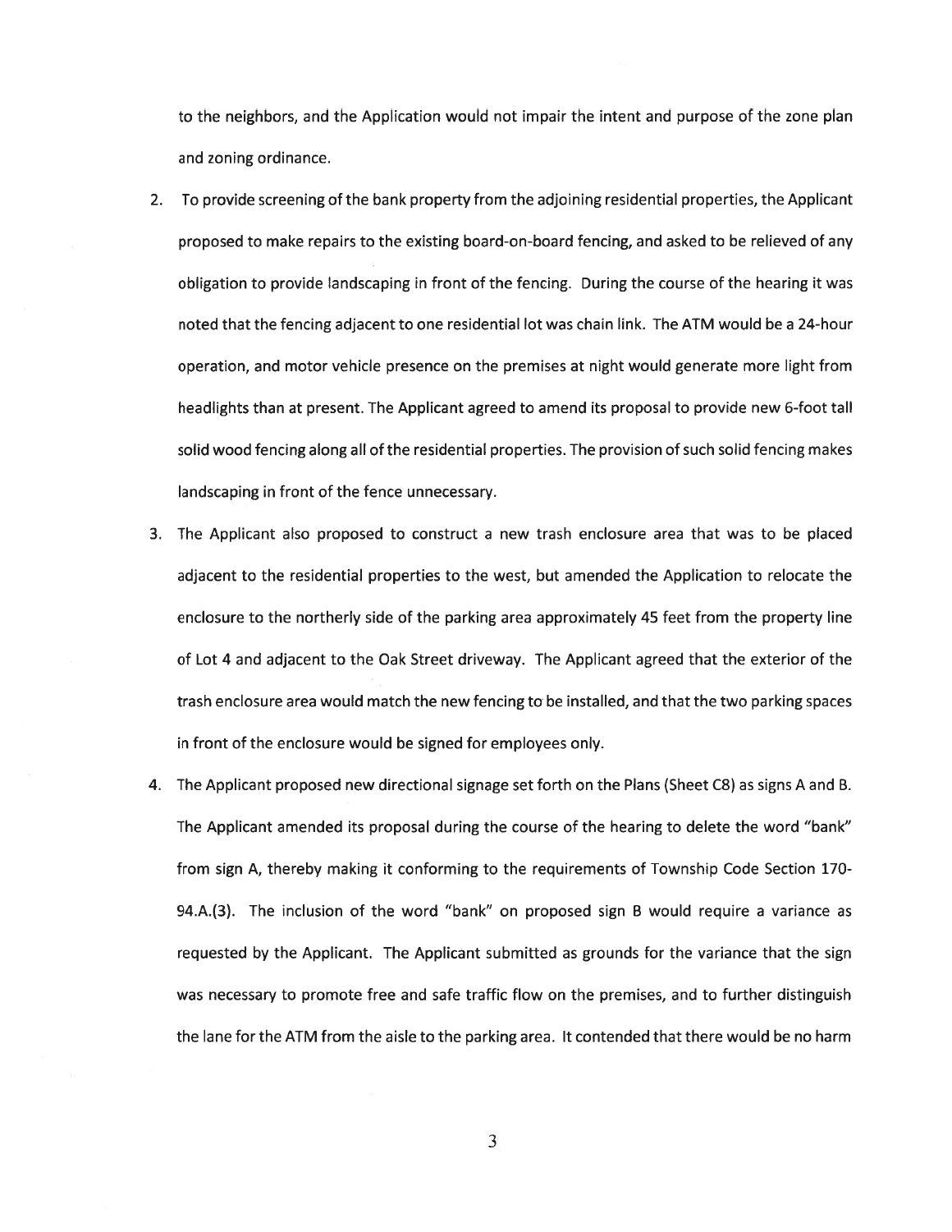to the neighbors, and the Application would not impair the intent and purpose of the zone plan and zoning ordinance.

2. To provide screening of the bank property from the adjoining residential properties, the Applicant proposed to make repairs to the existing board-on-board fencing, and asked to be relieved of any obligation to provide landscaping in front of the fencing. During the course of the hearing it was noted that the fencing adjacent to one residential lot was chain link. The ATM would be a 24-hour operation, and motor vehicle presence on the premises at night would generate more light from headlights than at present. The Applicant agreed to amend its proposal to provide new 6-foot tall solid wood fencing along all of the residential properties. The provision of such solid fencing makes landscaping in front of the fence unnecessary.

3. The Applicant also proposed to construct a new trash enclosure area that was to be placed adjacent to the residential properties to the west, but amended the Application to relocate the enclosure to the northerly side of the parking area approximately 45 feet from the property line of Lot 4 and adjacent to the Oak Street driveway. The Applicant agreed that the exterior of the trash enclosure area would match the new fencing to be installed, and that the two parking spaces in front of the enclosure would be signed for employees only.

4. The Applicant proposed new directional signage set forth on the Plans (Sheet C8) as signs A and B. The Applicant amended its proposal during the course of the hearing to delete the word "bank" from sign A, thereby making it conforming to the requirements of Township Code Section 170-94.A.(3). The inclusion of the word "bank" on proposed sign B would require a variance as requested by the Applicant. The Applicant submitted as grounds for the variance that the sign was necessary to promote free and safe traffic flow on the premises, and to further distinguish the lane for the ATM from the aisle to the parking area. It contended that there would be no harm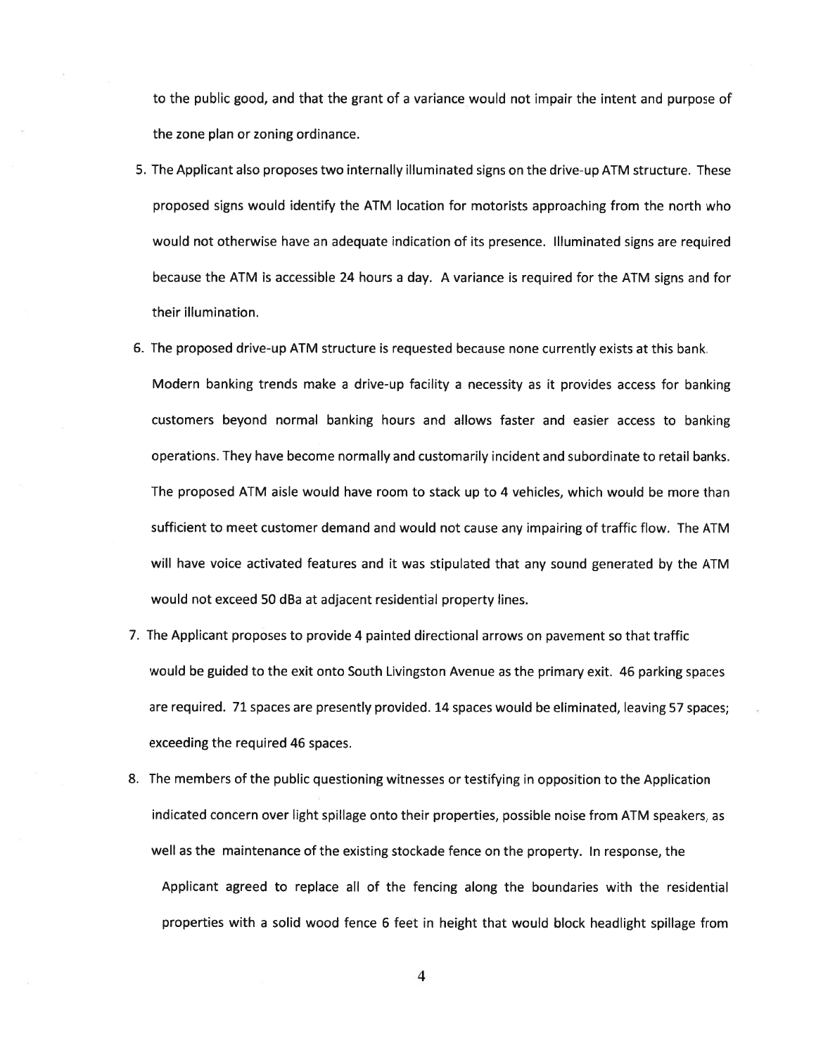to the public good, and that the grant of a variance would not impair the intent and purpose of the zone plan or zoning ordinance.

5. The Applicant also proposes two internally illuminated signs on the drive-up ATM structure. These proposed signs would identify the ATM location for motorists approaching from the north who would not otherwise have an adequate indication of its presence. Illuminated signs are required because the ATM is accessible 24 hours a day. A variance is required for the ATM signs and for their illumination.

6. The proposed drive-up ATM structure is requested because none currently exists at this bank. Modern banking trends make a drive-up facility a necessity as it provides access for banking customers beyond normal banking hours and allows faster and easier access to banking operations. They have become normally and customarily incident and subordinate to retail banks. The proposed ATM aisle would have room to stack up to 4 vehicles, which would be more than sufficient to meet customer demand and would not cause any impairing of traffic flow. The ATM will have voice activated features and it was stipulated that any sound generated by the ATM would not exceed 50 dBa at adjacent residential property lines.

7. The Applicant proposes to provide 4 painted directional arrows on pavement so that traffic would be guided to the exit onto South Livingston Avenue as the primary exit. 46 parking spaces are required. 71 spaces are presently provided. 14 spaces would be eliminated, leaving 57 spaces; exceeding the required 46 spaces.

8. The members of the public questioning witnesses or testifying in opposition to the Application indicated concern over light spillage onto their properties, possible noise from ATM speakers, as well as the maintenance of the existing stockade fence on the property. In response, the Applicant agreed to replace all of the fencing along the boundaries with the residential properties with a solid wood fence 6 feet in height that would block headlight spillage from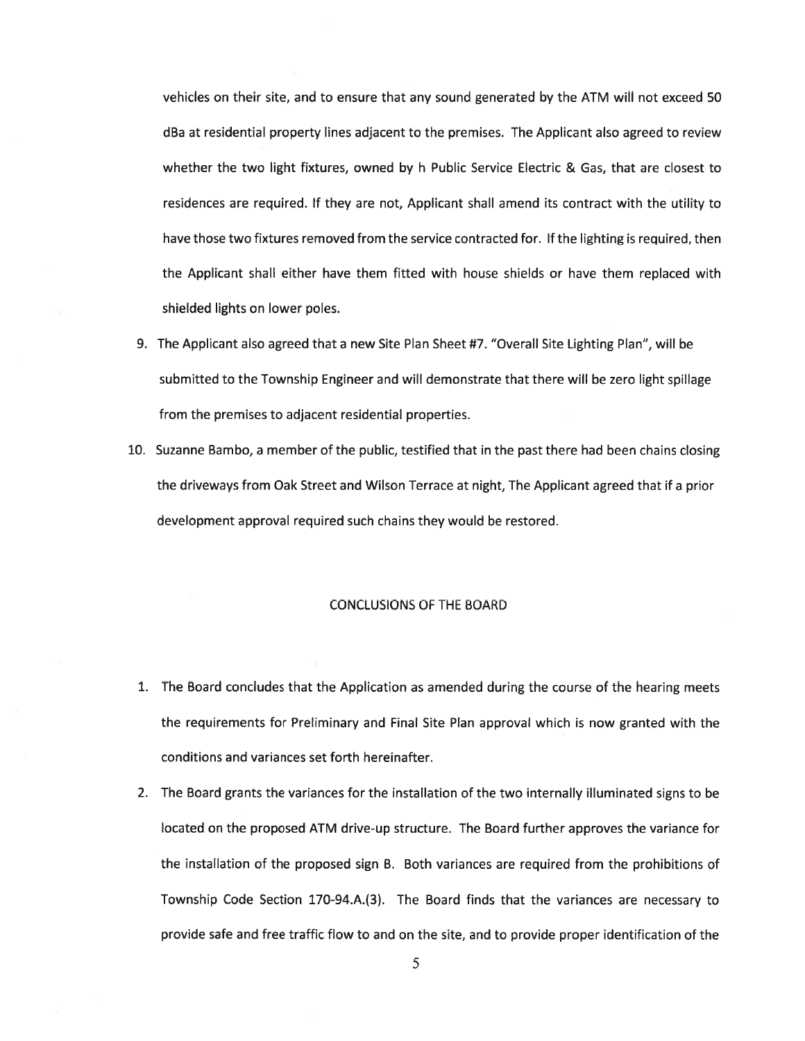vehicles on their site, and to ensure that any sound generated by the ATM will not exceed 50 dBa at residential property lines adjacent to the premises. The Applicant also agreed to review whether the two light fixtures, owned by h Public Service Electric & Gas, that are closest to residences are required. If they are not, Applicant shall amend its contract with the utility to have those two fixtures removed from the service contracted for. If the lighting is required, then the Applicant shall either have them fitted with house shields or have them replaced with shielded lights on lower poles.

9. The Applicant also agreed that a new Site Plan Sheet #7. "Overall Site Lighting Plan", will be submitted to the Township Engineer and will demonstrate that there will be zero light spillage from the premises to adjacent residential properties.

10. Suzanne Bambo, a member of the public, testified that in the past there had been chains closing the driveways from Oak Street and Wilson Terrace at night, The Applicant agreed that if a prior development approval required such chains they would be restored.

## CONCLUSIONS OF THE BOARD

1. The Board concludes that the Application as amended during the course of the hearing meets the requirements for Preliminary and Final Site Plan approval which is now granted with the conditions and variances set forth hereinafter.

2. The Board grants the variances for the installation of the two internally illuminated signs to be located on the proposed ATM drive-up structure. The Board further approves the variance for the installation of the proposed sign B. Both variances are required from the prohibitions of Township Code Section 170-94.A.(3). The Board finds that the variances are necessary to provide safe and free traffic flow to and on the site, and to provide proper identification of the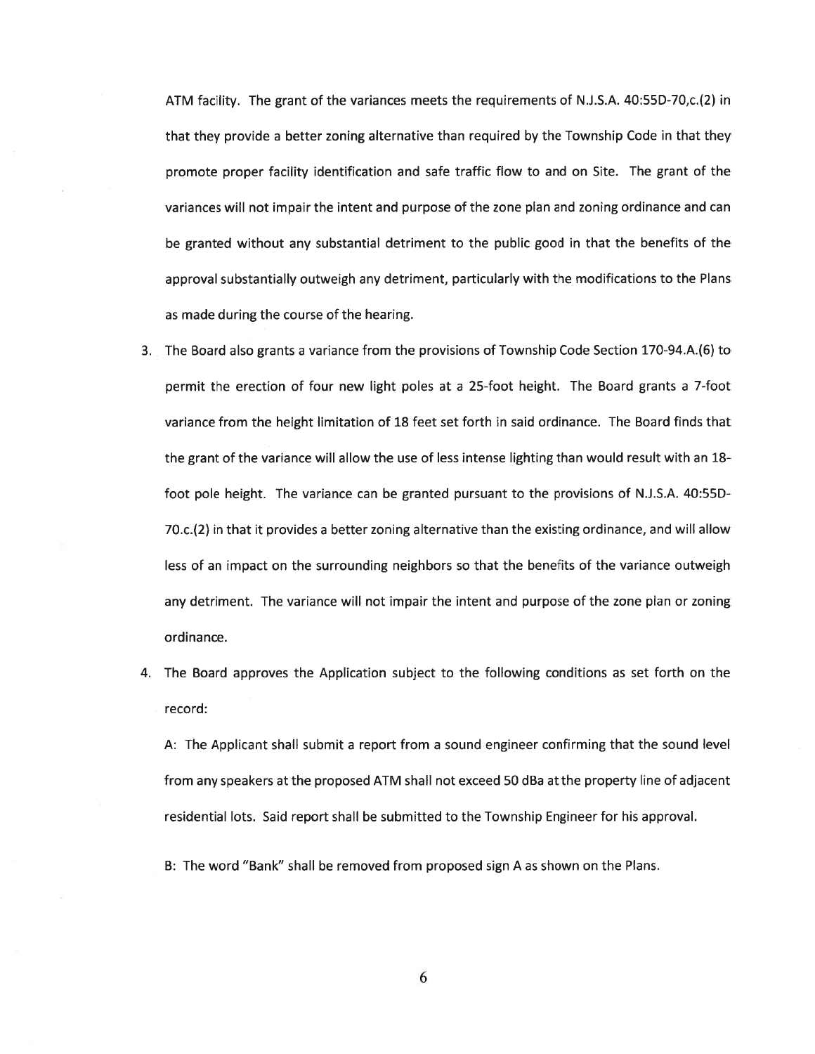ATM facility. The grant of the variances meets the requirements of N.J.S.A. 40:55D-70,c.(2) in that they provide a better zoning alternative than required by the Township Code in that they promote proper facility identification and safe traffic flow to and on Site. The grant of the variances will not impair the intent and purpose of the zone plan and zoning ordinance and can be granted without any substantial detriment to the public good in that the benefits of the approval substantially outweigh any detriment, particularly with the modifications to the Plans as made during the course of the hearing.

3. The Board also grants a variance from the provisions of Township Code Section 170-94.A.(6) to permit the erection of four new light poles at a 25-foot height. The Board grants a 7-foot variance from the height limitation of 18 feet set forth in said ordinance. The Board finds that the grant of the variance will allow the use of less intense lighting than would result with an 18-foot pole height. The variance can be granted pursuant to the provisions of N.J.S.A. 40:55D-70.c.(2) in that it provides a better zoning alternative than the existing ordinance, and will allow less of an impact on the surrounding neighbors so that the benefits of the variance outweigh any detriment. The variance will not impair the intent and purpose of the zone plan or zoning ordinance.

4. The Board approves the Application subject to the following conditions as set forth on the record:

   A: The Applicant shall submit a report from a sound engineer confirming that the sound level from any speakers at the proposed ATM shall not exceed 50 dBa at the property line of adjacent residential lots. Said report shall be submitted to the Township Engineer for his approval.

   B: The word "Bank" shall be removed from proposed sign A as shown on the Plans.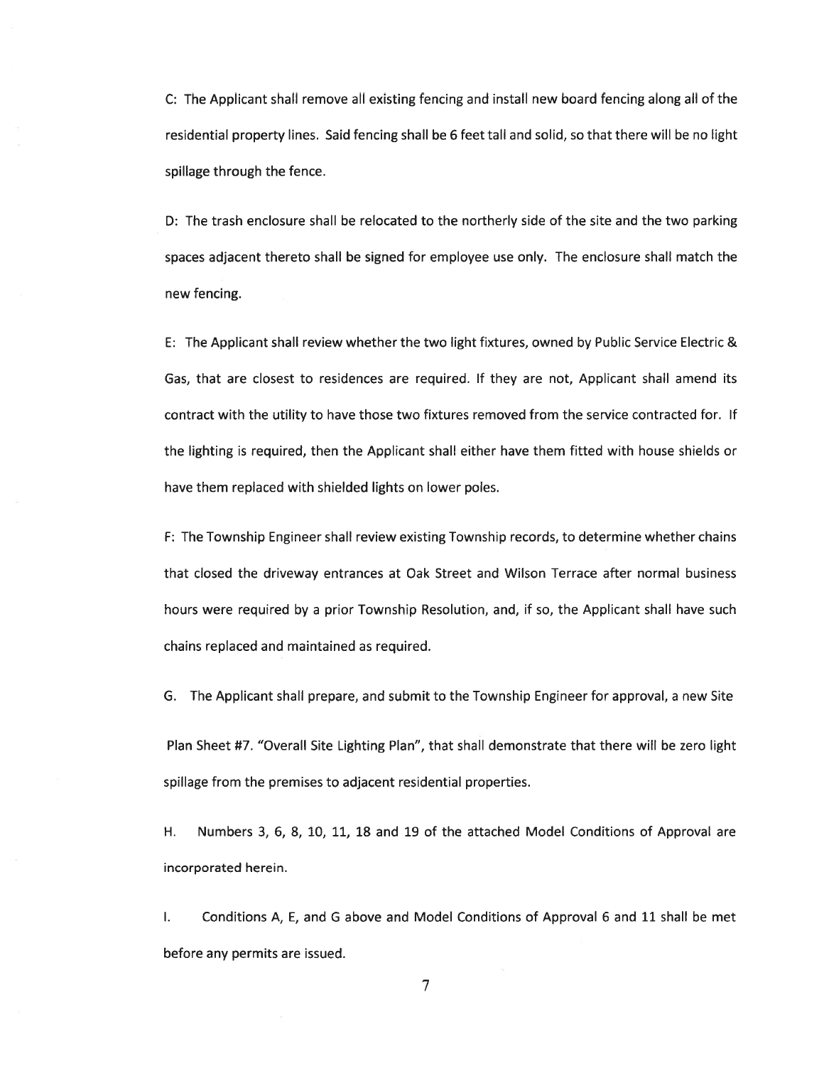C: The Applicant shall remove all existing fencing and install new board fencing along all of the residential property lines. Said fencing shall be 6 feet tall and solid, so that there will be no light spillage through the fence.

D: The trash enclosure shall be relocated to the northerly side of the site and the two parking spaces adjacent thereto shall be signed for employee use only. The enclosure shall match the new fencing.

E: The Applicant shall review whether the two light fixtures, owned by Public Service Electric & Gas, that are closest to residences are required. If they are not, Applicant shall amend its contract with the utility to have those two fixtures removed from the service contracted for. If the lighting is required, then the Applicant shall either have them fitted with house shields or have them replaced with shielded lights on lower poles.

F: The Township Engineer shall review existing Township records, to determine whether chains that closed the driveway entrances at Oak Street and Wilson Terrace after normal business hours were required by a prior Township Resolution, and, if so, the Applicant shall have such chains replaced and maintained as required.

G. The Applicant shall prepare, and submit to the Township Engineer for approval, a new Site Plan Sheet #7. "Overall Site Lighting Plan", that shall demonstrate that there will be zero light spillage from the premises to adjacent residential properties.

H. Numbers 3, 6, 8, 10, 11, 18 and 19 of the attached Model Conditions of Approval are incorporated herein.

I. Conditions A, E, and G above and Model Conditions of Approval 6 and 11 shall be met before any permits are issued.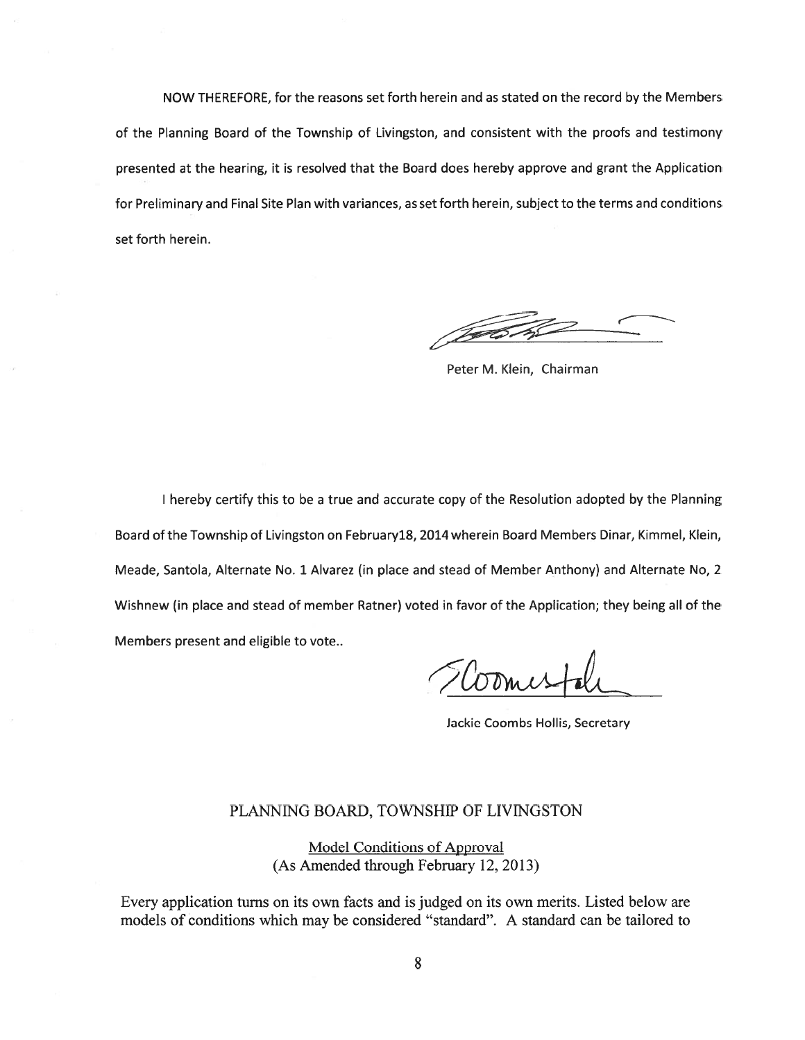NOW THEREFORE, for the reasons set forth herein and as stated on the record by the Members of the Planning Board of the Township of Livingston, and consistent with the proofs and testimony presented at the hearing, it is resolved that the Board does hereby approve and grant the Application for Preliminary and Final Site Plan with variances, as set forth herein, subject to the terms and conditions set forth herein.

Peter M. Klein, Chairman

I hereby certify this to be a true and accurate copy of the Resolution adopted by the Planning Board of the Township of Livingston on February18, 2014 wherein Board Members Dinar, Kimmel, Klein, Meade, Santola, Alternate No. 1 Alvarez (in place and stead of Member Anthony) and Alternate No, 2 Wishnew (in place and stead of member Ratner) voted in favor of the Application; they being all of the Members present and eligible to vote..

Jackie Coombs Hollis, Secretary

PLANNING BOARD, TOWNSHIP OF LIVINGSTON

Model Conditions of Approval
(As Amended through February 12, 2013)

Every application turns on its own facts and is judged on its own merits. Listed below are models of conditions which may be considered "standard". A standard can be tailored to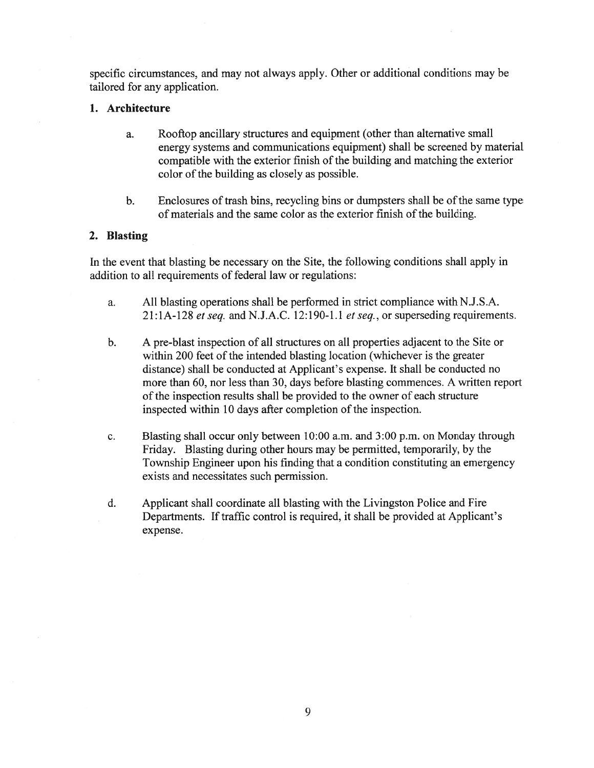specific circumstances, and may not always apply. Other or additional conditions may be tailored for any application.

## 1. Architecture

a. Rooftop ancillary structures and equipment (other than alternative small energy systems and communications equipment) shall be screened by material compatible with the exterior finish of the building and matching the exterior color of the building as closely as possible.

b. Enclosures of trash bins, recycling bins or dumpsters shall be of the same type of materials and the same color as the exterior finish of the building.

## 2. Blasting

In the event that blasting be necessary on the Site, the following conditions shall apply in addition to all requirements of federal law or regulations:

a. All blasting operations shall be performed in strict compliance with N.J.S.A. 21:1A-128 *et seq.* and N.J.A.C. 12:190-1.1 *et seq.*, or superseding requirements.

b. A pre-blast inspection of all structures on all properties adjacent to the Site or within 200 feet of the intended blasting location (whichever is the greater distance) shall be conducted at Applicant's expense. It shall be conducted no more than 60, nor less than 30, days before blasting commences. A written report of the inspection results shall be provided to the owner of each structure inspected within 10 days after completion of the inspection.

c. Blasting shall occur only between 10:00 a.m. and 3:00 p.m. on Monday through Friday. Blasting during other hours may be permitted, temporarily, by the Township Engineer upon his finding that a condition constituting an emergency exists and necessitates such permission.

d. Applicant shall coordinate all blasting with the Livingston Police and Fire Departments. If traffic control is required, it shall be provided at Applicant's expense.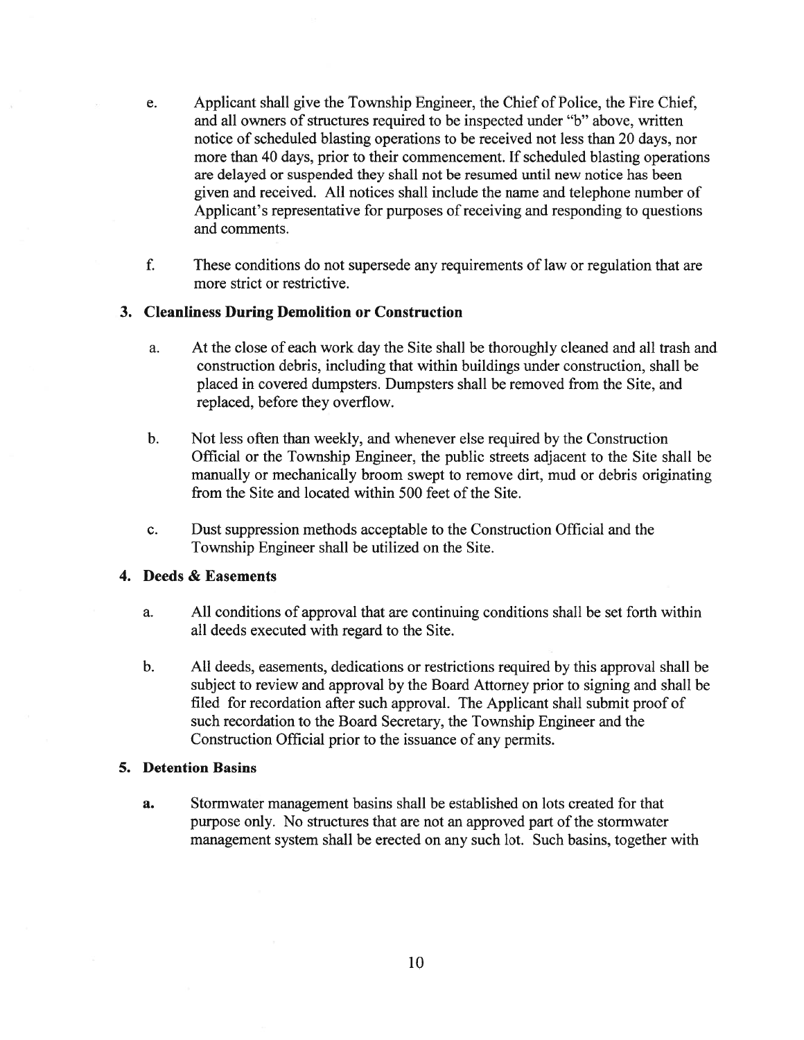e. Applicant shall give the Township Engineer, the Chief of Police, the Fire Chief, and all owners of structures required to be inspected under "b" above, written notice of scheduled blasting operations to be received not less than 20 days, nor more than 40 days, prior to their commencement. If scheduled blasting operations are delayed or suspended they shall not be resumed until new notice has been given and received. All notices shall include the name and telephone number of Applicant's representative for purposes of receiving and responding to questions and comments.

f. These conditions do not supersede any requirements of law or regulation that are more strict or restrictive.

**3. Cleanliness During Demolition or Construction**

a. At the close of each work day the Site shall be thoroughly cleaned and all trash and construction debris, including that within buildings under construction, shall be placed in covered dumpsters. Dumpsters shall be removed from the Site, and replaced, before they overflow.

b. Not less often than weekly, and whenever else required by the Construction Official or the Township Engineer, the public streets adjacent to the Site shall be manually or mechanically broom swept to remove dirt, mud or debris originating from the Site and located within 500 feet of the Site.

c. Dust suppression methods acceptable to the Construction Official and the Township Engineer shall be utilized on the Site.

**4. Deeds & Easements**

a. All conditions of approval that are continuing conditions shall be set forth within all deeds executed with regard to the Site.

b. All deeds, easements, dedications or restrictions required by this approval shall be subject to review and approval by the Board Attorney prior to signing and shall be filed for recordation after such approval. The Applicant shall submit proof of such recordation to the Board Secretary, the Township Engineer and the Construction Official prior to the issuance of any permits.

**5. Detention Basins**

**a.** Stormwater management basins shall be established on lots created for that purpose only. No structures that are not an approved part of the stormwater management system shall be erected on any such lot. Such basins, together with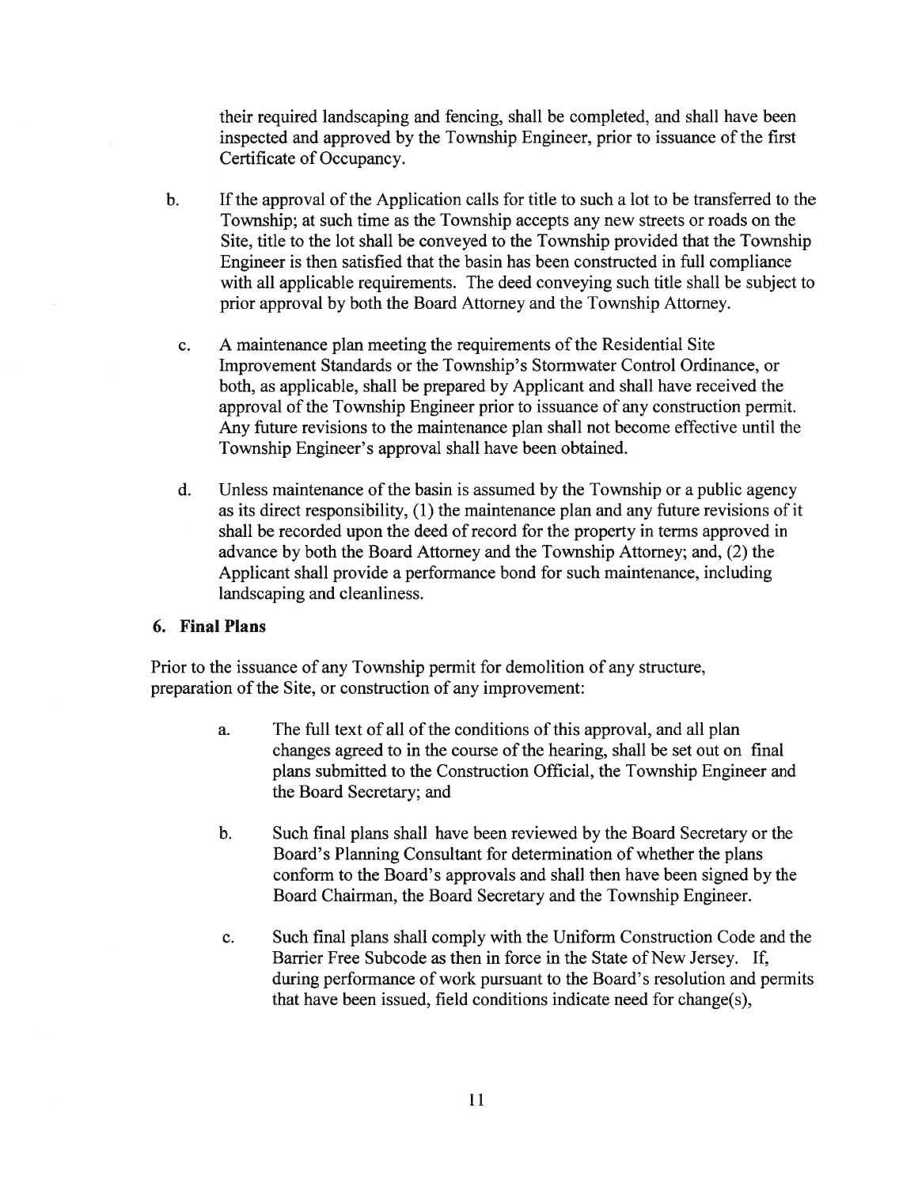their required landscaping and fencing, shall be completed, and shall have been inspected and approved by the Township Engineer, prior to issuance of the first Certificate of Occupancy.

b. If the approval of the Application calls for title to such a lot to be transferred to the Township; at such time as the Township accepts any new streets or roads on the Site, title to the lot shall be conveyed to the Township provided that the Township Engineer is then satisfied that the basin has been constructed in full compliance with all applicable requirements. The deed conveying such title shall be subject to prior approval by both the Board Attorney and the Township Attorney.

c. A maintenance plan meeting the requirements of the Residential Site Improvement Standards or the Township's Stormwater Control Ordinance, or both, as applicable, shall be prepared by Applicant and shall have received the approval of the Township Engineer prior to issuance of any construction permit. Any future revisions to the maintenance plan shall not become effective until the Township Engineer's approval shall have been obtained.

d. Unless maintenance of the basin is assumed by the Township or a public agency as its direct responsibility, (1) the maintenance plan and any future revisions of it shall be recorded upon the deed of record for the property in terms approved in advance by both the Board Attorney and the Township Attorney; and, (2) the Applicant shall provide a performance bond for such maintenance, including landscaping and cleanliness.

### 6. Final Plans

Prior to the issuance of any Township permit for demolition of any structure, preparation of the Site, or construction of any improvement:

a. The full text of all of the conditions of this approval, and all plan changes agreed to in the course of the hearing, shall be set out on final plans submitted to the Construction Official, the Township Engineer and the Board Secretary; and

b. Such final plans shall have been reviewed by the Board Secretary or the Board's Planning Consultant for determination of whether the plans conform to the Board's approvals and shall then have been signed by the Board Chairman, the Board Secretary and the Township Engineer.

c. Such final plans shall comply with the Uniform Construction Code and the Barrier Free Subcode as then in force in the State of New Jersey. If, during performance of work pursuant to the Board's resolution and permits that have been issued, field conditions indicate need for change(s),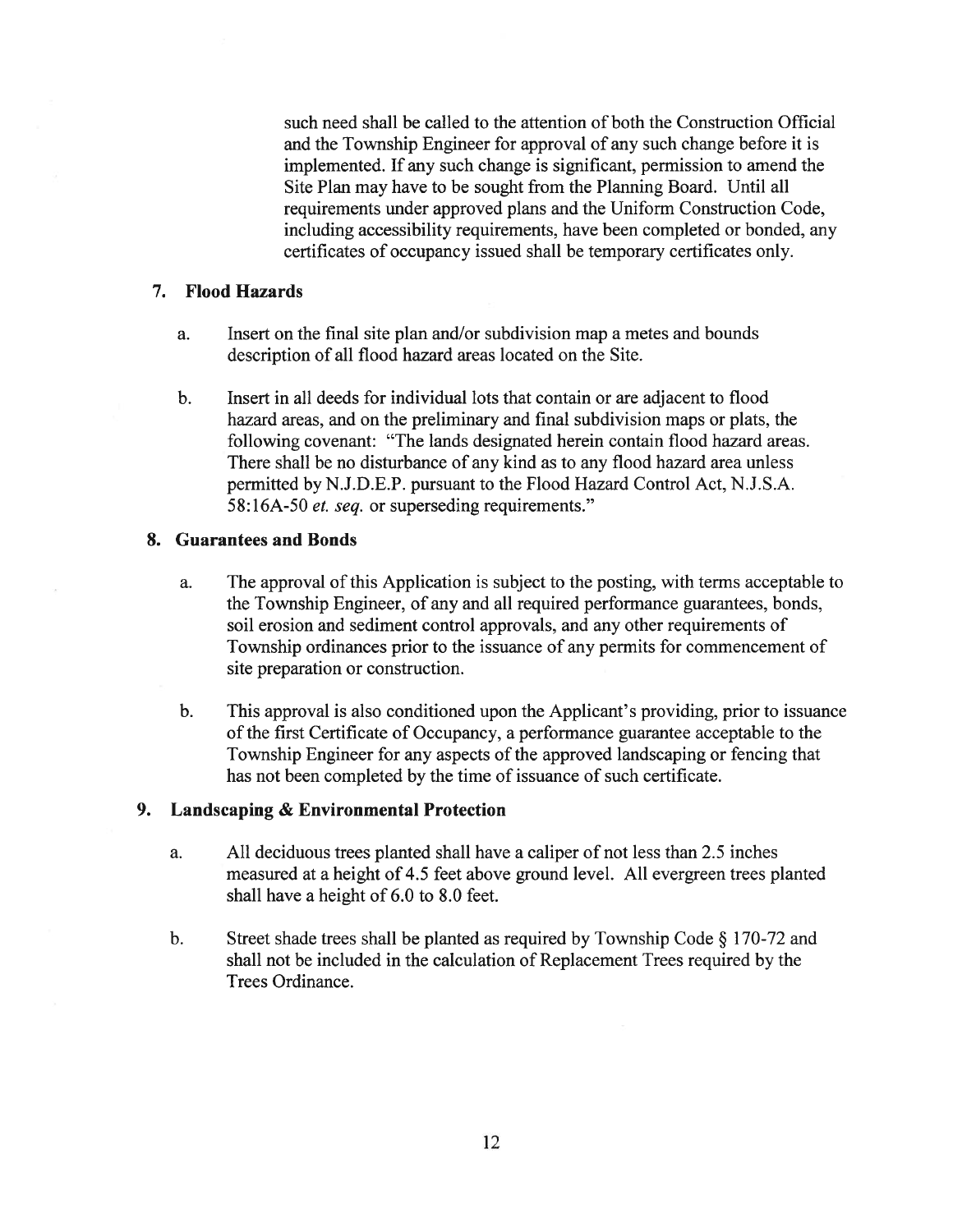such need shall be called to the attention of both the Construction Official and the Township Engineer for approval of any such change before it is implemented. If any such change is significant, permission to amend the Site Plan may have to be sought from the Planning Board. Until all requirements under approved plans and the Uniform Construction Code, including accessibility requirements, have been completed or bonded, any certificates of occupancy issued shall be temporary certificates only.

## 7. Flood Hazards

a. Insert on the final site plan and/or subdivision map a metes and bounds description of all flood hazard areas located on the Site.

b. Insert in all deeds for individual lots that contain or are adjacent to flood hazard areas, and on the preliminary and final subdivision maps or plats, the following covenant: "The lands designated herein contain flood hazard areas. There shall be no disturbance of any kind as to any flood hazard area unless permitted by N.J.D.E.P. pursuant to the Flood Hazard Control Act, N.J.S.A. 58:16A-50 *et. seq.* or superseding requirements."

## 8. Guarantees and Bonds

a. The approval of this Application is subject to the posting, with terms acceptable to the Township Engineer, of any and all required performance guarantees, bonds, soil erosion and sediment control approvals, and any other requirements of Township ordinances prior to the issuance of any permits for commencement of site preparation or construction.

b. This approval is also conditioned upon the Applicant's providing, prior to issuance of the first Certificate of Occupancy, a performance guarantee acceptable to the Township Engineer for any aspects of the approved landscaping or fencing that has not been completed by the time of issuance of such certificate.

## 9. Landscaping & Environmental Protection

a. All deciduous trees planted shall have a caliper of not less than 2.5 inches measured at a height of 4.5 feet above ground level. All evergreen trees planted shall have a height of 6.0 to 8.0 feet.

b. Street shade trees shall be planted as required by Township Code § 170-72 and shall not be included in the calculation of Replacement Trees required by the Trees Ordinance.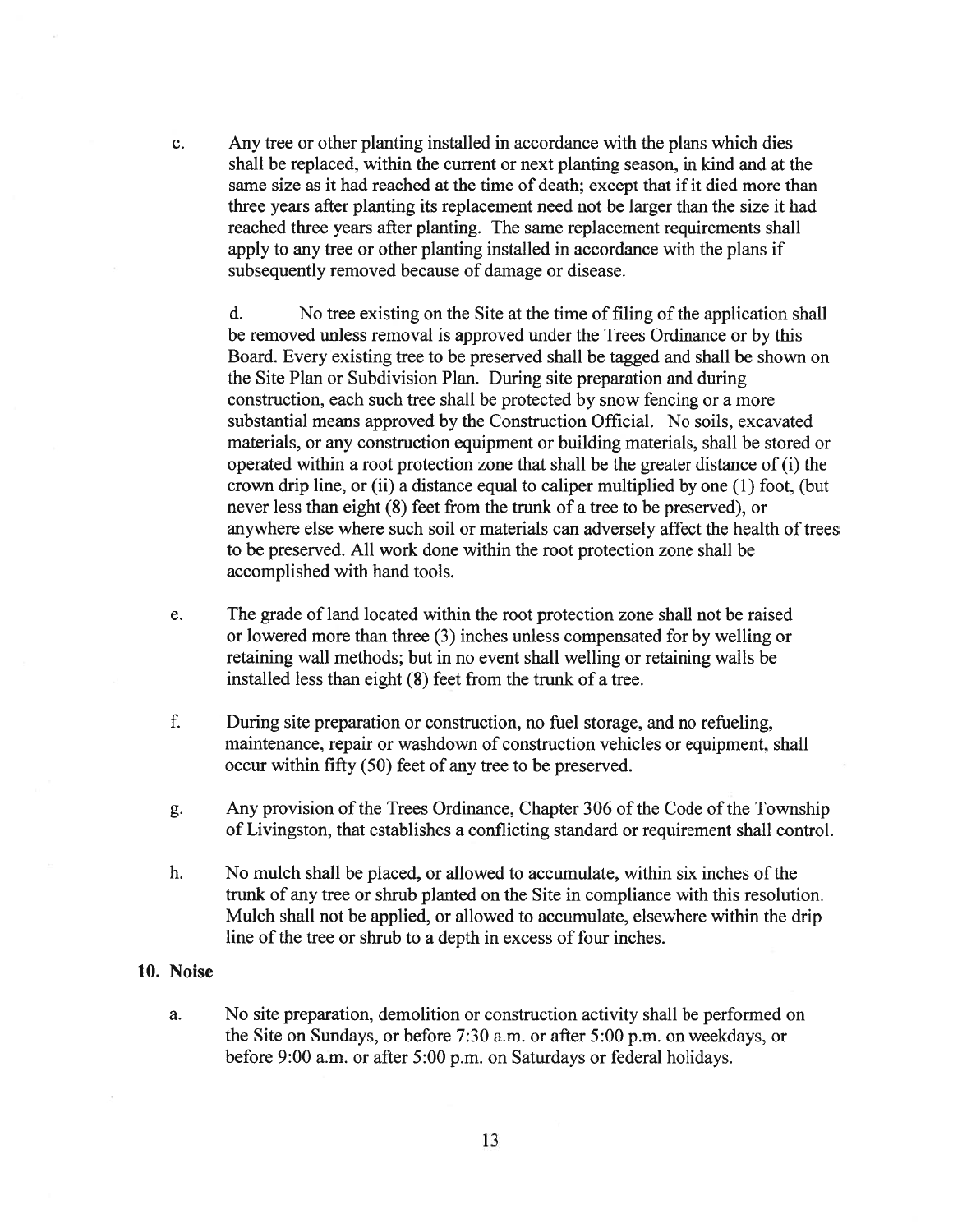c. Any tree or other planting installed in accordance with the plans which dies shall be replaced, within the current or next planting season, in kind and at the same size as it had reached at the time of death; except that if it died more than three years after planting its replacement need not be larger than the size it had reached three years after planting. The same replacement requirements shall apply to any tree or other planting installed in accordance with the plans if subsequently removed because of damage or disease.

d. No tree existing on the Site at the time of filing of the application shall be removed unless removal is approved under the Trees Ordinance or by this Board. Every existing tree to be preserved shall be tagged and shall be shown on the Site Plan or Subdivision Plan. During site preparation and during construction, each such tree shall be protected by snow fencing or a more substantial means approved by the Construction Official. No soils, excavated materials, or any construction equipment or building materials, shall be stored or operated within a root protection zone that shall be the greater distance of (i) the crown drip line, or (ii) a distance equal to caliper multiplied by one (1) foot, (but never less than eight (8) feet from the trunk of a tree to be preserved), or anywhere else where such soil or materials can adversely affect the health of trees to be preserved. All work done within the root protection zone shall be accomplished with hand tools.

e. The grade of land located within the root protection zone shall not be raised or lowered more than three (3) inches unless compensated for by welling or retaining wall methods; but in no event shall welling or retaining walls be installed less than eight (8) feet from the trunk of a tree.

f. During site preparation or construction, no fuel storage, and no refueling, maintenance, repair or washdown of construction vehicles or equipment, shall occur within fifty (50) feet of any tree to be preserved.

g. Any provision of the Trees Ordinance, Chapter 306 of the Code of the Township of Livingston, that establishes a conflicting standard or requirement shall control.

h. No mulch shall be placed, or allowed to accumulate, within six inches of the trunk of any tree or shrub planted on the Site in compliance with this resolution. Mulch shall not be applied, or allowed to accumulate, elsewhere within the drip line of the tree or shrub to a depth in excess of four inches.

**10. Noise**

a. No site preparation, demolition or construction activity shall be performed on the Site on Sundays, or before 7:30 a.m. or after 5:00 p.m. on weekdays, or before 9:00 a.m. or after 5:00 p.m. on Saturdays or federal holidays.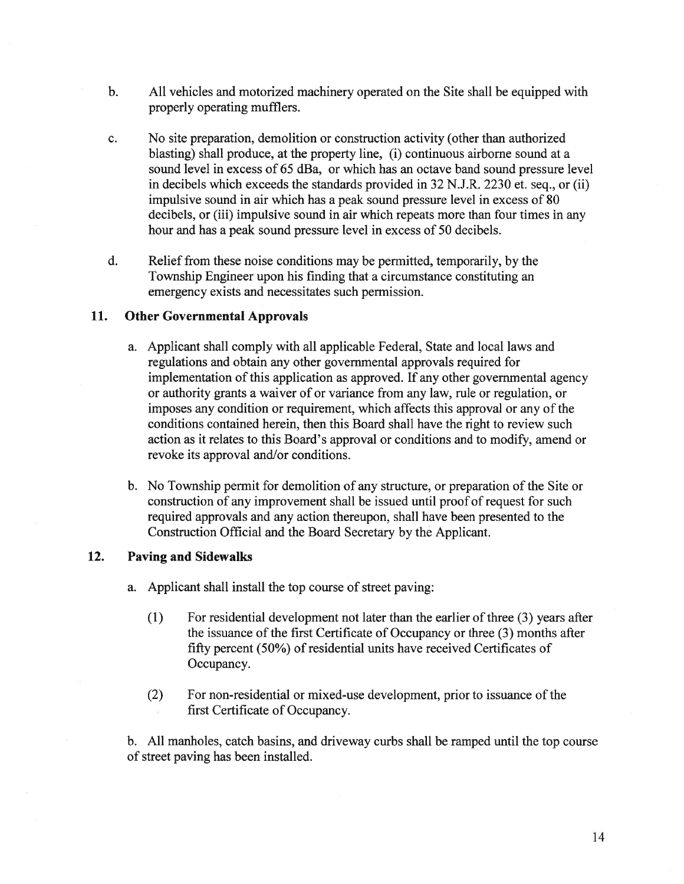b. All vehicles and motorized machinery operated on the Site shall be equipped with properly operating mufflers.

c. No site preparation, demolition or construction activity (other than authorized blasting) shall produce, at the property line, (i) continuous airborne sound at a sound level in excess of 65 dBa, or which has an octave band sound pressure level in decibels which exceeds the standards provided in 32 N.J.R. 2230 et. seq., or (ii) impulsive sound in air which has a peak sound pressure level in excess of 80 decibels, or (iii) impulsive sound in air which repeats more than four times in any hour and has a peak sound pressure level in excess of 50 decibels.

d. Relief from these noise conditions may be permitted, temporarily, by the Township Engineer upon his finding that a circumstance constituting an emergency exists and necessitates such permission.

## 11. Other Governmental Approvals

a. Applicant shall comply with all applicable Federal, State and local laws and regulations and obtain any other governmental approvals required for implementation of this application as approved. If any other governmental agency or authority grants a waiver of or variance from any law, rule or regulation, or imposes any condition or requirement, which affects this approval or any of the conditions contained herein, then this Board shall have the right to review such action as it relates to this Board's approval or conditions and to modify, amend or revoke its approval and/or conditions.

b. No Township permit for demolition of any structure, or preparation of the Site or construction of any improvement shall be issued until proof of request for such required approvals and any action thereupon, shall have been presented to the Construction Official and the Board Secretary by the Applicant.

## 12. Paving and Sidewalks

a. Applicant shall install the top course of street paving:

(1) For residential development not later than the earlier of three (3) years after the issuance of the first Certificate of Occupancy or three (3) months after fifty percent (50%) of residential units have received Certificates of Occupancy.

(2) For non-residential or mixed-use development, prior to issuance of the first Certificate of Occupancy.

b. All manholes, catch basins, and driveway curbs shall be ramped until the top course of street paving has been installed.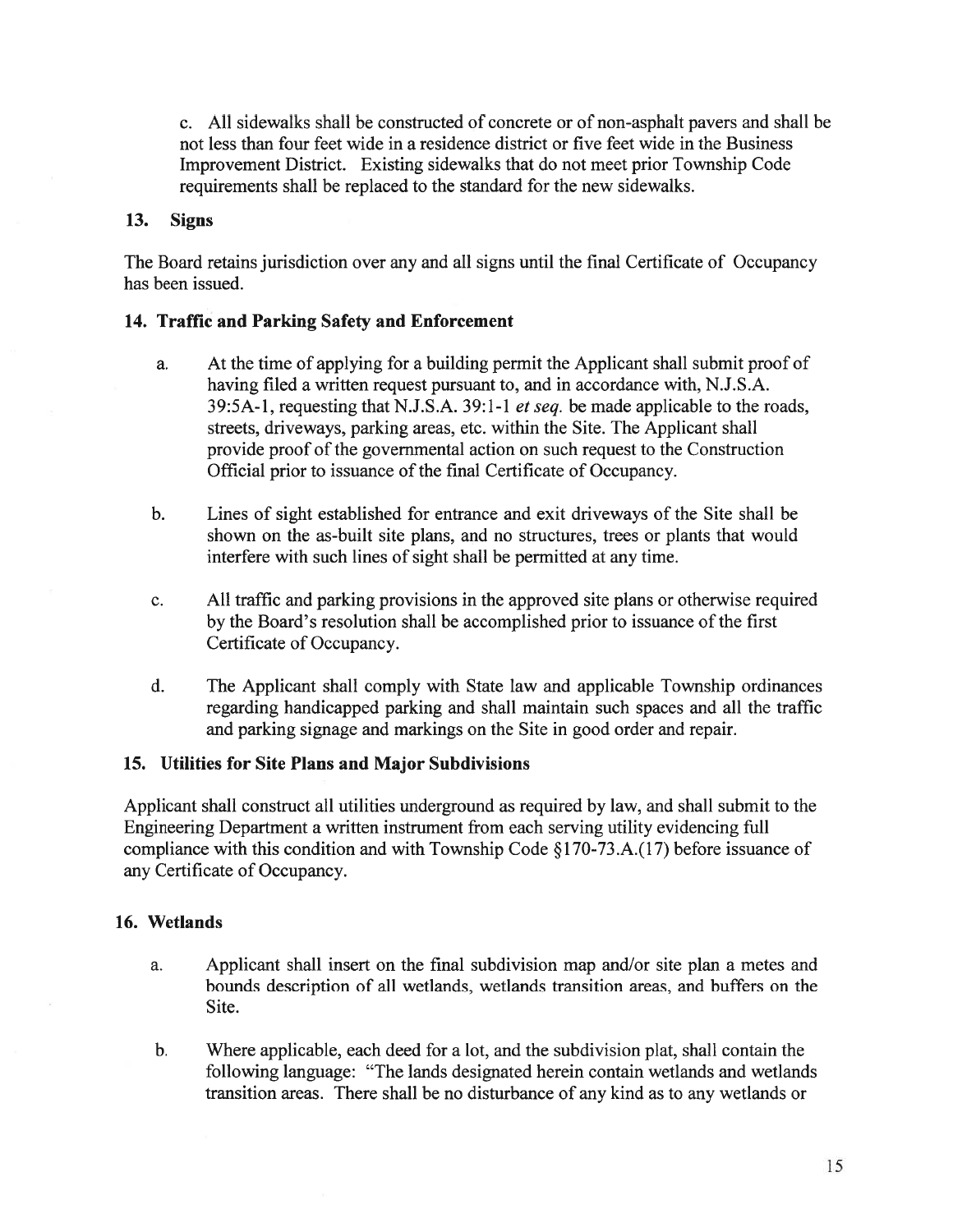c. All sidewalks shall be constructed of concrete or of non-asphalt pavers and shall be not less than four feet wide in a residence district or five feet wide in the Business Improvement District. Existing sidewalks that do not meet prior Township Code requirements shall be replaced to the standard for the new sidewalks.

## 13. Signs

The Board retains jurisdiction over any and all signs until the final Certificate of Occupancy has been issued.

## 14. Traffic and Parking Safety and Enforcement

a. At the time of applying for a building permit the Applicant shall submit proof of having filed a written request pursuant to, and in accordance with, N.J.S.A. 39:5A-1, requesting that N.J.S.A. 39:1-1 *et seq.* be made applicable to the roads, streets, driveways, parking areas, etc. within the Site. The Applicant shall provide proof of the governmental action on such request to the Construction Official prior to issuance of the final Certificate of Occupancy.

b. Lines of sight established for entrance and exit driveways of the Site shall be shown on the as-built site plans, and no structures, trees or plants that would interfere with such lines of sight shall be permitted at any time.

c. All traffic and parking provisions in the approved site plans or otherwise required by the Board's resolution shall be accomplished prior to issuance of the first Certificate of Occupancy.

d. The Applicant shall comply with State law and applicable Township ordinances regarding handicapped parking and shall maintain such spaces and all the traffic and parking signage and markings on the Site in good order and repair.

## 15. Utilities for Site Plans and Major Subdivisions

Applicant shall construct all utilities underground as required by law, and shall submit to the Engineering Department a written instrument from each serving utility evidencing full compliance with this condition and with Township Code §170-73.A.(17) before issuance of any Certificate of Occupancy.

## 16. Wetlands

a. Applicant shall insert on the final subdivision map and/or site plan a metes and bounds description of all wetlands, wetlands transition areas, and buffers on the Site.

b. Where applicable, each deed for a lot, and the subdivision plat, shall contain the following language: "The lands designated herein contain wetlands and wetlands transition areas. There shall be no disturbance of any kind as to any wetlands or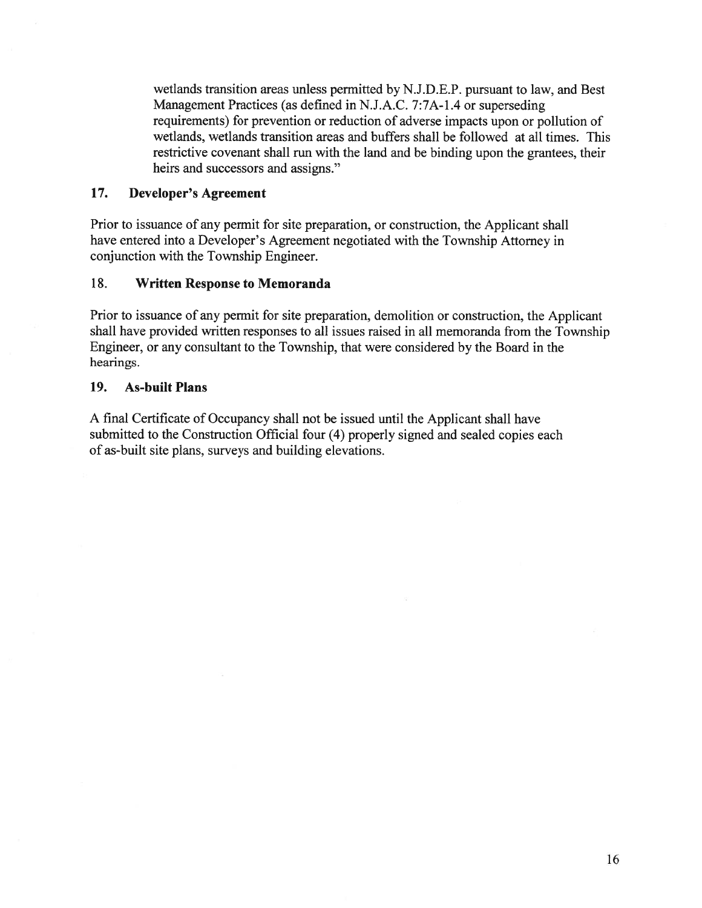wetlands transition areas unless permitted by N.J.D.E.P. pursuant to law, and Best Management Practices (as defined in N.J.A.C. 7:7A-1.4 or superseding requirements) for prevention or reduction of adverse impacts upon or pollution of wetlands, wetlands transition areas and buffers shall be followed at all times. This restrictive covenant shall run with the land and be binding upon the grantees, their heirs and successors and assigns."

### 17. Developer's Agreement

Prior to issuance of any permit for site preparation, or construction, the Applicant shall have entered into a Developer's Agreement negotiated with the Township Attorney in conjunction with the Township Engineer.

### 18. Written Response to Memoranda

Prior to issuance of any permit for site preparation, demolition or construction, the Applicant shall have provided written responses to all issues raised in all memoranda from the Township Engineer, or any consultant to the Township, that were considered by the Board in the hearings.

### 19. As-built Plans

A final Certificate of Occupancy shall not be issued until the Applicant shall have submitted to the Construction Official four (4) properly signed and sealed copies each of as-built site plans, surveys and building elevations.